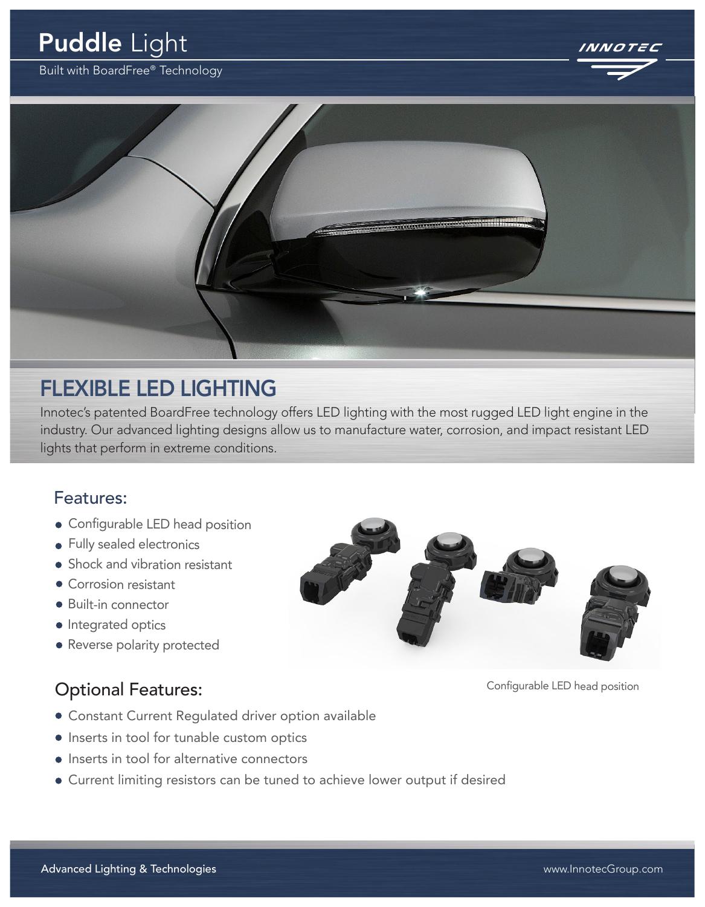# **Puddle** Light

Built with BoardFree® Technology

INNOTEC

## FLEXIBLE LED LIGHTING

Innotec's patented BoardFree technology offers LED lighting with the most rugged LED light engine in the industry. Our advanced lighting designs allow us to manufacture water, corrosion, and impact resistant LED lights that perform in extreme conditions.

### Features:

- Configurable LED head position
- Fully sealed electronics
- Shock and vibration resistant
- Corrosion resistant
- Built-in connector
- Integrated optics
- Reverse polarity protected

Configurable LED head position

### Optional Features:

- Constant Current Regulated driver option available
- Inserts in tool for tunable custom optics
- Inserts in tool for alternative connectors
- Current limiting resistors can be tuned to achieve lower output if desired

Advanced Lighting & Technologies

www.InnotecGroup.com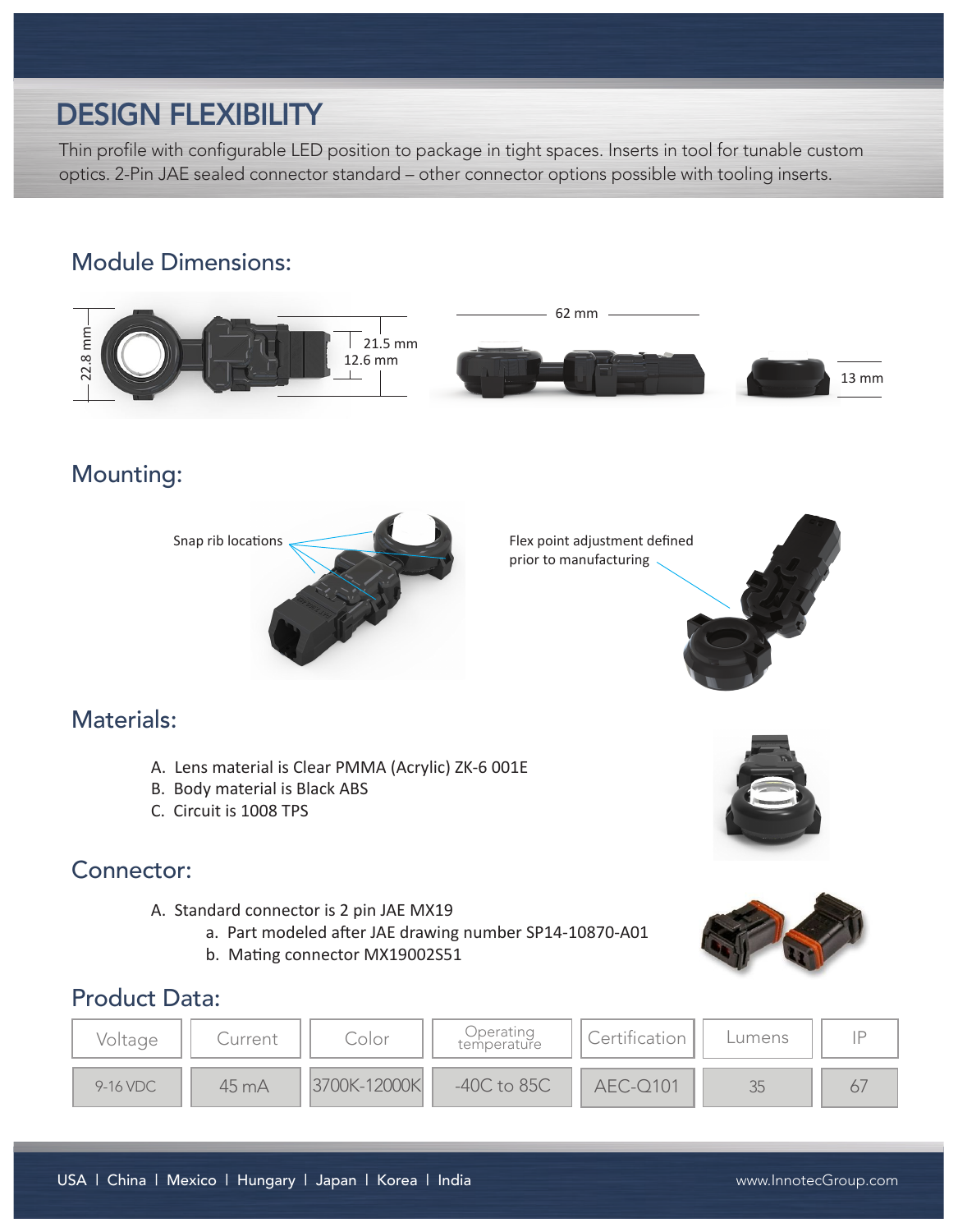# DESIGN FLEXIBILITY

Thin profile with configurable LED position to package in tight spaces. Inserts in tool for tunable custom optics. 2-Pin JAE sealed connector standard – other connector options possible with tooling inserts.

## Module Dimensions:

22.8 mm

21.5 mm

12.6 mm

62 mm

13 mm

## Mounting:

Snap rib locations

Flex point adjustment defined prior to manufacturing

## Materials:

A. Lens material is Clear PMMA (Acrylic) ZK-6 001E
B. Body material is Black ABS
C. Circuit is 1008 TPS

## Connector:

A. Standard connector is 2 pin JAE MX19
   a. Part modeled after JAE drawing number SP14-10870-A01
   b. Mating connector MX19002S51

## Product Data:

| Voltage | Current | Color | Operating temperature | Certification | Lumens | IP |
|---|---|---|---|---|---|---|
| 9-16 VDC | 45 mA | 3700K-12000K | -40C to 85C | AEC-Q101 | 35 | 67 |